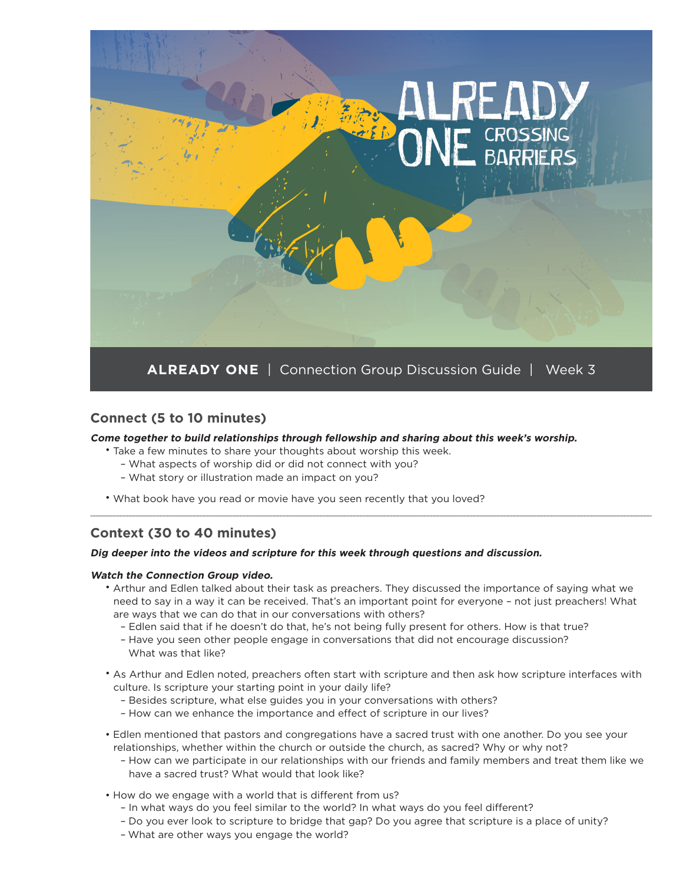# ALREADY ONE CROSSING BARRIERS

**ALREADY ONE** | Connection Group Discussion Guide | Week 3

## Connect (5 to 10 minutes)

***Come together to build relationships through fellowship and sharing about this week's worship.***

- Take a few minutes to share your thoughts about worship this week.
  - What aspects of worship did or did not connect with you?
  - What story or illustration made an impact on you?
- What book have you read or movie have you seen recently that you loved?

---

## Context (30 to 40 minutes)

***Dig deeper into the videos and scripture for this week through questions and discussion.***

***Watch the Connection Group video.***

- Arthur and Edlen talked about their task as preachers. They discussed the importance of saying what we need to say in a way it can be received. That's an important point for everyone – not just preachers! What are ways that we can do that in our conversations with others?
  - Edlen said that if he doesn't do that, he's not being fully present for others. How is that true?
  - Have you seen other people engage in conversations that did not encourage discussion? What was that like?
- As Arthur and Edlen noted, preachers often start with scripture and then ask how scripture interfaces with culture. Is scripture your starting point in your daily life?
  - Besides scripture, what else guides you in your conversations with others?
  - How can we enhance the importance and effect of scripture in our lives?
- Edlen mentioned that pastors and congregations have a sacred trust with one another. Do you see your relationships, whether within the church or outside the church, as sacred? Why or why not?
  - How can we participate in our relationships with our friends and family members and treat them like we have a sacred trust? What would that look like?
- How do we engage with a world that is different from us?
  - In what ways do you feel similar to the world? In what ways do you feel different?
  - Do you ever look to scripture to bridge that gap? Do you agree that scripture is a place of unity?
  - What are other ways you engage the world?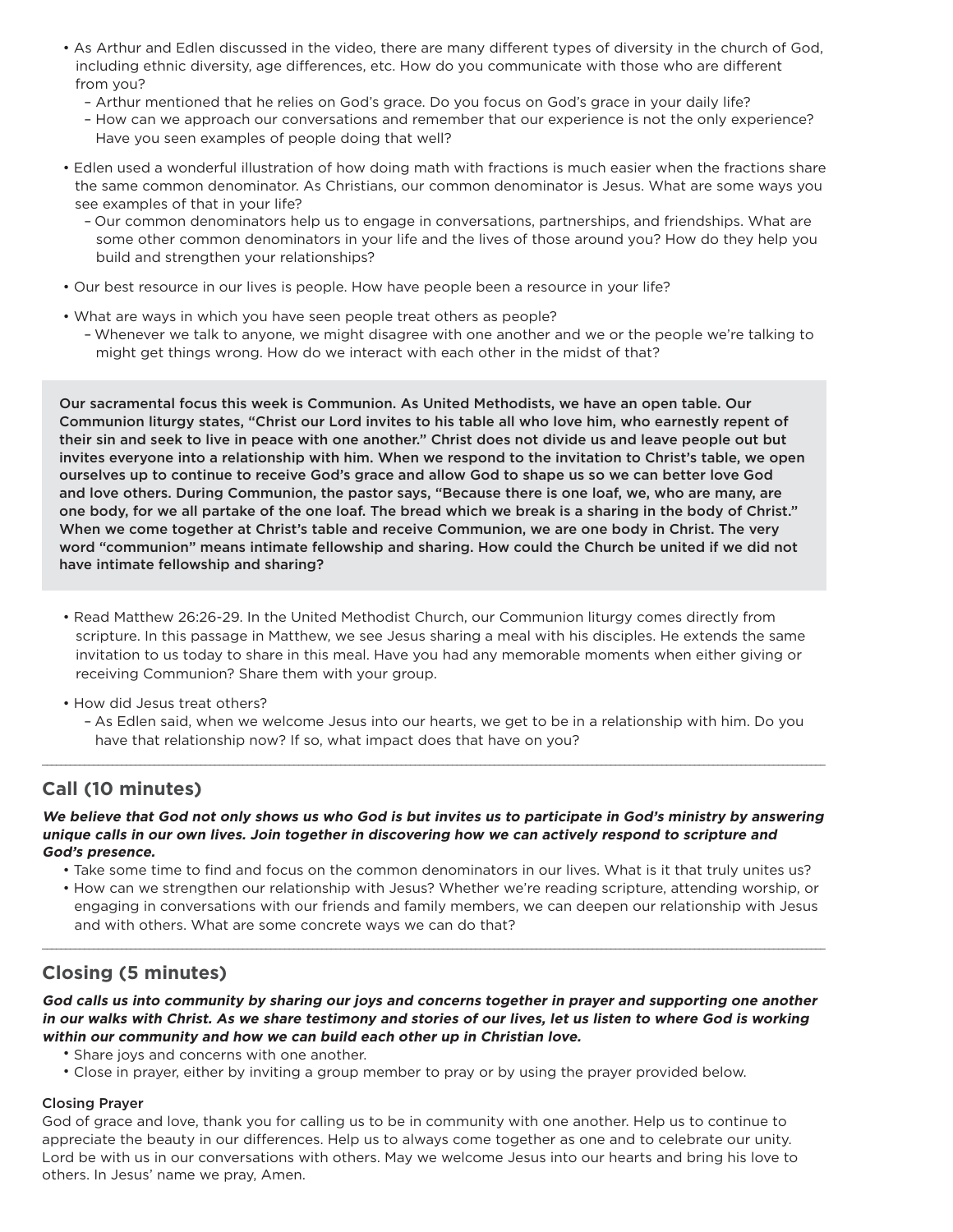- As Arthur and Edlen discussed in the video, there are many different types of diversity in the church of God, including ethnic diversity, age differences, etc. How do you communicate with those who are different from you?
  - Arthur mentioned that he relies on God's grace. Do you focus on God's grace in your daily life?
  - How can we approach our conversations and remember that our experience is not the only experience? Have you seen examples of people doing that well?
- Edlen used a wonderful illustration of how doing math with fractions is much easier when the fractions share the same common denominator. As Christians, our common denominator is Jesus. What are some ways you see examples of that in your life?
  - Our common denominators help us to engage in conversations, partnerships, and friendships. What are some other common denominators in your life and the lives of those around you? How do they help you build and strengthen your relationships?
- Our best resource in our lives is people. How have people been a resource in your life?
- What are ways in which you have seen people treat others as people?
  - Whenever we talk to anyone, we might disagree with one another and we or the people we're talking to might get things wrong. How do we interact with each other in the midst of that?

**Our sacramental focus this week is Communion. As United Methodists, we have an open table. Our Communion liturgy states, "Christ our Lord invites to his table all who love him, who earnestly repent of their sin and seek to live in peace with one another." Christ does not divide us and leave people out but invites everyone into a relationship with him. When we respond to the invitation to Christ's table, we open ourselves up to continue to receive God's grace and allow God to shape us so we can better love God and love others. During Communion, the pastor says, "Because there is one loaf, we, who are many, are one body, for we all partake of the one loaf. The bread which we break is a sharing in the body of Christ." When we come together at Christ's table and receive Communion, we are one body in Christ. The very word "communion" means intimate fellowship and sharing. How could the Church be united if we did not have intimate fellowship and sharing?**

- Read Matthew 26:26-29. In the United Methodist Church, our Communion liturgy comes directly from scripture. In this passage in Matthew, we see Jesus sharing a meal with his disciples. He extends the same invitation to us today to share in this meal. Have you had any memorable moments when either giving or receiving Communion? Share them with your group.
- How did Jesus treat others?
  - As Edlen said, when we welcome Jesus into our hearts, we get to be in a relationship with him. Do you have that relationship now? If so, what impact does that have on you?

## Call (10 minutes)

***We believe that God not only shows us who God is but invites us to participate in God's ministry by answering unique calls in our own lives. Join together in discovering how we can actively respond to scripture and God's presence.***

- Take some time to find and focus on the common denominators in our lives. What is it that truly unites us?
- How can we strengthen our relationship with Jesus? Whether we're reading scripture, attending worship, or engaging in conversations with our friends and family members, we can deepen our relationship with Jesus and with others. What are some concrete ways we can do that?

## Closing (5 minutes)

***God calls us into community by sharing our joys and concerns together in prayer and supporting one another in our walks with Christ. As we share testimony and stories of our lives, let us listen to where God is working within our community and how we can build each other up in Christian love.***

- Share joys and concerns with one another.
- Close in prayer, either by inviting a group member to pray or by using the prayer provided below.

### Closing Prayer

God of grace and love, thank you for calling us to be in community with one another. Help us to continue to appreciate the beauty in our differences. Help us to always come together as one and to celebrate our unity. Lord be with us in our conversations with others. May we welcome Jesus into our hearts and bring his love to others. In Jesus' name we pray, Amen.